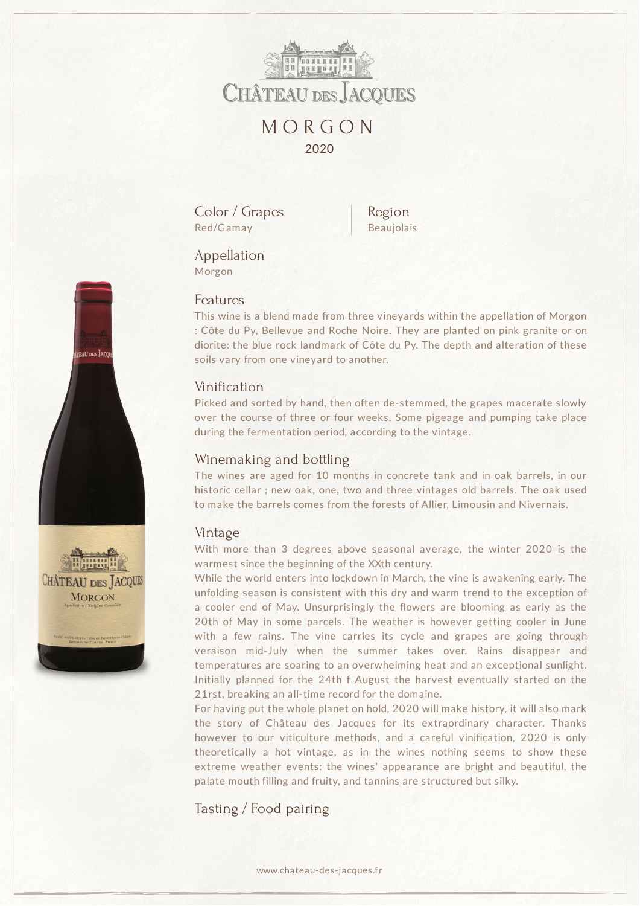# Château des Jacques

## MORGON

2020

### Color / Grapes

Red/Gamay

### Region

Beaujolais

### Appellation

Morgon

### Features

This wine is a blend made from three vineyards within the appellation of Morgon : Côte du Py, Bellevue and Roche Noire. They are planted on pink granite or on diorite: the blue rock landmark of Côte du Py. The depth and alteration of these soils vary from one vineyard to another.

### Vinification

Picked and sorted by hand, then often de-stemmed, the grapes macerate slowly over the course of three or four weeks. Some pigeage and pumping take place during the fermentation period, according to the vintage.

### Winemaking and bottling

The wines are aged for 10 months in concrete tank and in oak barrels, in our historic cellar ; new oak, one, two and three vintages old barrels. The oak used to make the barrels comes from the forests of Allier, Limousin and Nivernais.

### Vintage

With more than 3 degrees above seasonal average, the winter 2020 is the warmest since the beginning of the XXth century.

While the world enters into lockdown in March, the vine is awakening early. The unfolding season is consistent with this dry and warm trend to the exception of a cooler end of May. Unsurprisingly the flowers are blooming as early as the 20th of May in some parcels. The weather is however getting cooler in June with a few rains. The vine carries its cycle and grapes are going through veraison mid-July when the summer takes over. Rains disappear and temperatures are soaring to an overwhelming heat and an exceptional sunlight. Initially planned for the 24th f August the harvest eventually started on the 21rst, breaking an all-time record for the domaine.

For having put the whole planet on hold, 2020 will make history, it will also mark the story of Château des Jacques for its extraordinary character. Thanks however to our viticulture methods, and a careful vinification, 2020 is only theoretically a hot vintage, as in the wines nothing seems to show these extreme weather events: the wines' appearance are bright and beautiful, the palate mouth filling and fruity, and tannins are structured but silky.

### Tasting / Food pairing

www.chateau-des-jacques.fr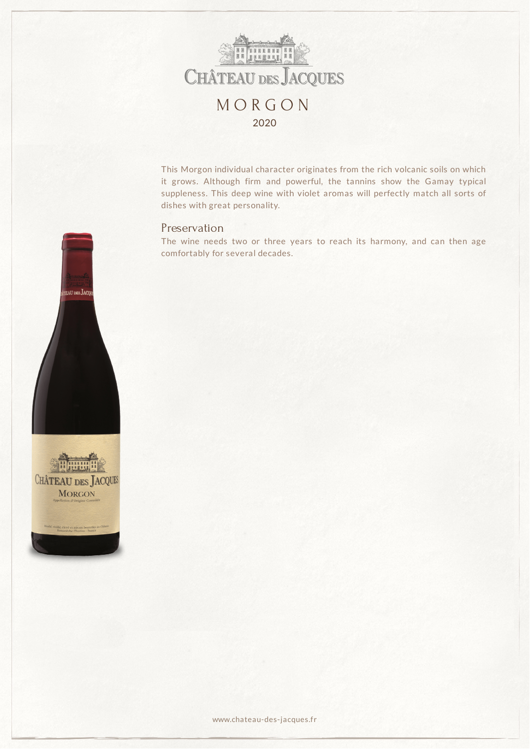# Château des Jacques

## MORGON

2020

This Morgon individual character originates from the rich volcanic soils on which it grows. Although firm and powerful, the tannins show the Gamay typical suppleness. This deep wine with violet aromas will perfectly match all sorts of dishes with great personality.

### Preservation

The wine needs two or three years to reach its harmony, and can then age comfortably for several decades.

www.chateau-des-jacques.fr